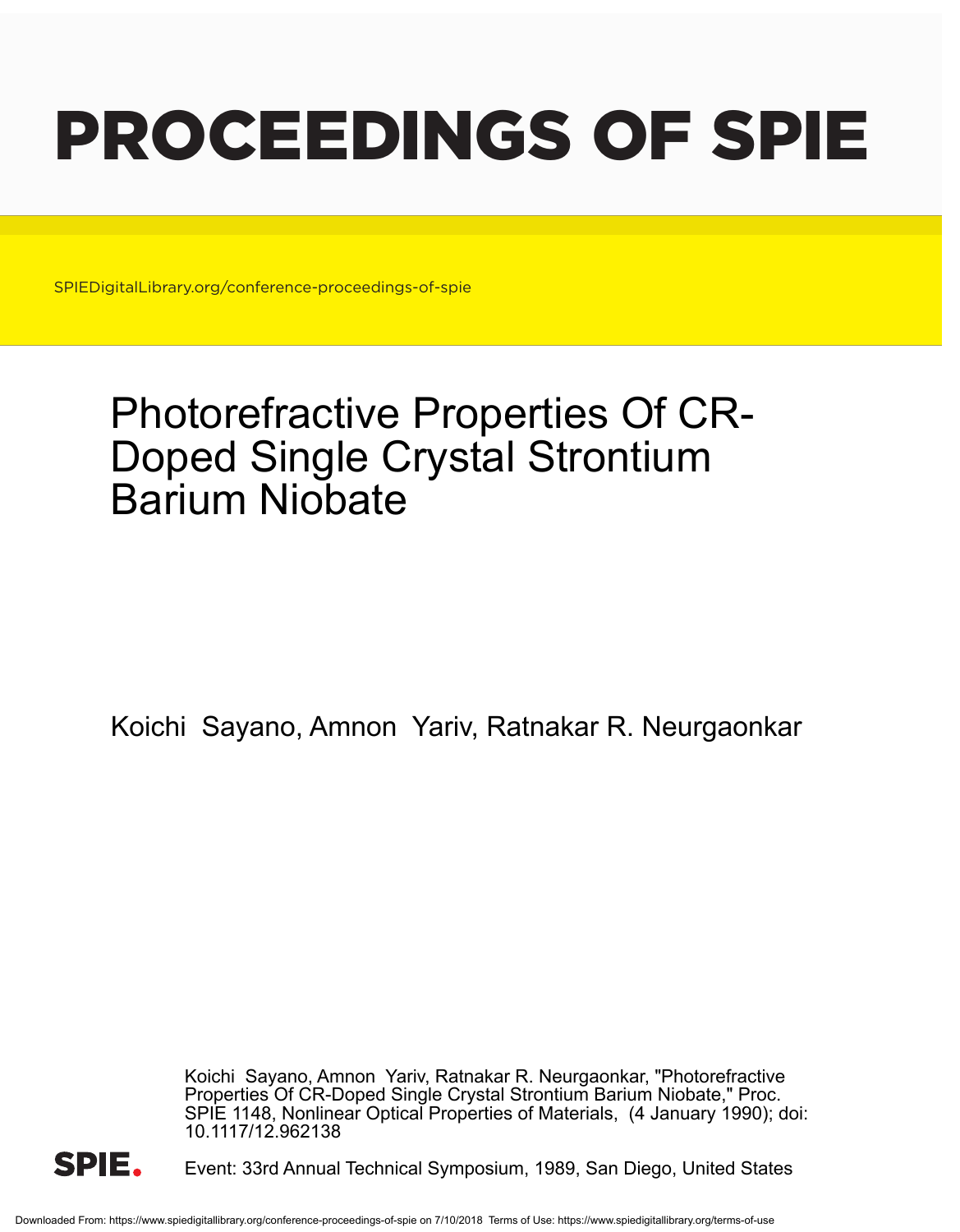# PROCEEDINGS OF SPIE

SPIEDigitalLibrary.org/conference-proceedings-of-spie

## Photorefractive Properties Of CR-Doped Single Crystal Strontium Barium Niobate

Koichi Sayano, Amnon Yariv, Ratnakar R. Neurgaonkar

Koichi Sayano, Amnon Yariv, Ratnakar R. Neurgaonkar, "Photorefractive Properties Of CR-Doped Single Crystal Strontium Barium Niobate," Proc. SPIE 1148, Nonlinear Optical Properties of Materials, (4 January 1990); doi: 10.1117/12.962138

Event: 33rd Annual Technical Symposium, 1989, San Diego, United States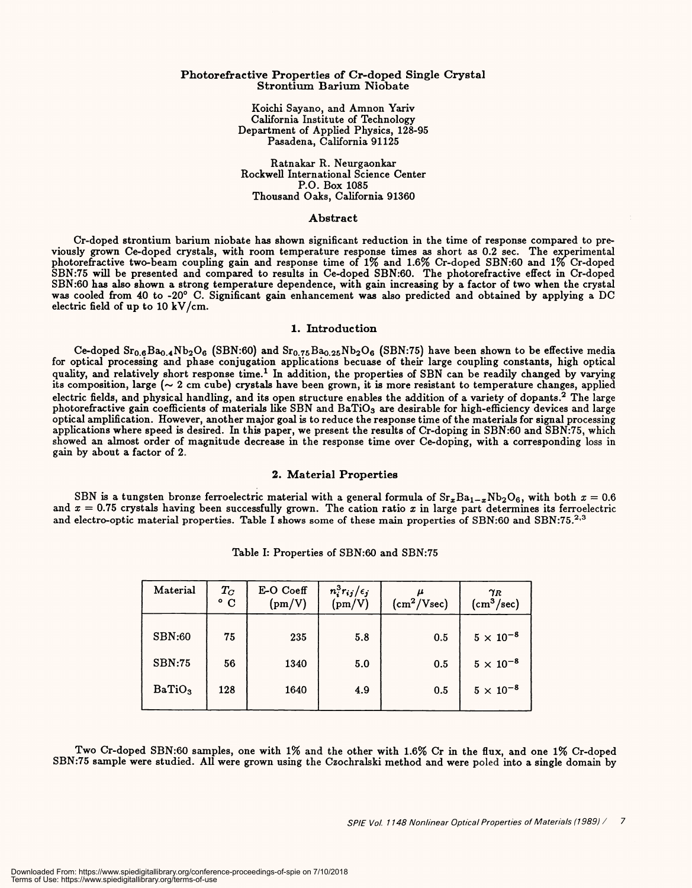# Photorefractive Properties of Cr-doped Single Crystal Strontium Barium Niobate

Koichi Sayano, and Amnon Yariv
California Institute of Technology
Department of Applied Physics, 128-95
Pasadena, California 91125

Ratnakar R. Neurgaonkar
Rockwell International Science Center
P.O. Box 1085
Thousand Oaks, California 91360

## Abstract

Cr-doped strontium barium niobate has shown significant reduction in the time of response compared to previously grown Ce-doped crystals, with room temperature response times as short as 0.2 sec. The experimental photorefractive two-beam coupling gain and response time of 1% and 1.6% Cr-doped SBN:60 and 1% Cr-doped SBN:75 will be presented and compared to results in Ce-doped SBN:60. The photorefractive effect in Cr-doped SBN:60 has also shown a strong temperature dependence, with gain increasing by a factor of two when the crystal was cooled from 40 to -20° C. Significant gain enhancement was also predicted and obtained by applying a DC electric field of up to 10 kV/cm.

## 1. Introduction

Ce-doped $Sr_{0.6}Ba_{0.4}Nb_2O_6$ (SBN:60) and $Sr_{0.75}Ba_{0.25}Nb_2O_6$ (SBN:75) have been shown to be effective media for optical processing and phase conjugation applications becuase of their large coupling constants, high optical quality, and relatively short response time.[1] In addition, the properties of SBN can be readily changed by varying its composition, large (~ 2 cm cube) crystals have been grown, it is more resistant to temperature changes, applied electric fields, and physical handling, and its open structure enables the addition of a variety of dopants.[2] The large photorefractive gain coefficients of materials like SBN and $BaTiO_3$ are desirable for high-efficiency devices and large optical amplification. However, another major goal is to reduce the response time of the materials for signal processing applications where speed is desired. In this paper, we present the results of Cr-doping in SBN:60 and SBN:75, which showed an almost order of magnitude decrease in the response time over Ce-doping, with a corresponding loss in gain by about a factor of 2.

## 2. Material Properties

SBN is a tungsten bronze ferroelectric material with a general formula of $Sr_xBa_{1-x}Nb_2O_6$, with both $x = 0.6$ and $x = 0.75$ crystals having been successfully grown. The cation ratio $x$ in large part determines its ferroelectric and electro-optic material properties. Table I shows some of these main properties of SBN:60 and SBN:75.[2,3]

Table I: Properties of SBN:60 and SBN:75

| Material | $T_C$ °C | E-O Coeff (pm/V) | $n_i^3 r_{ij}/\epsilon_j$ (pm/V) | $\mu$ ($cm^2$/Vsec) | $\gamma_R$ ($cm^3$/sec) |
|---|---|---|---|---|---|
| SBN:60 | 75 | 235 | 5.8 | 0.5 | $5 \times 10^{-8}$ |
| SBN:75 | 56 | 1340 | 5.0 | 0.5 | $5 \times 10^{-8}$ |
| $BaTiO_3$ | 128 | 1640 | 4.9 | 0.5 | $5 \times 10^{-8}$ |

Two Cr-doped SBN:60 samples, one with 1% and the other with 1.6% Cr in the flux, and one 1% Cr-doped SBN:75 sample were studied. All were grown using the Czochralski method and were poled into a single domain by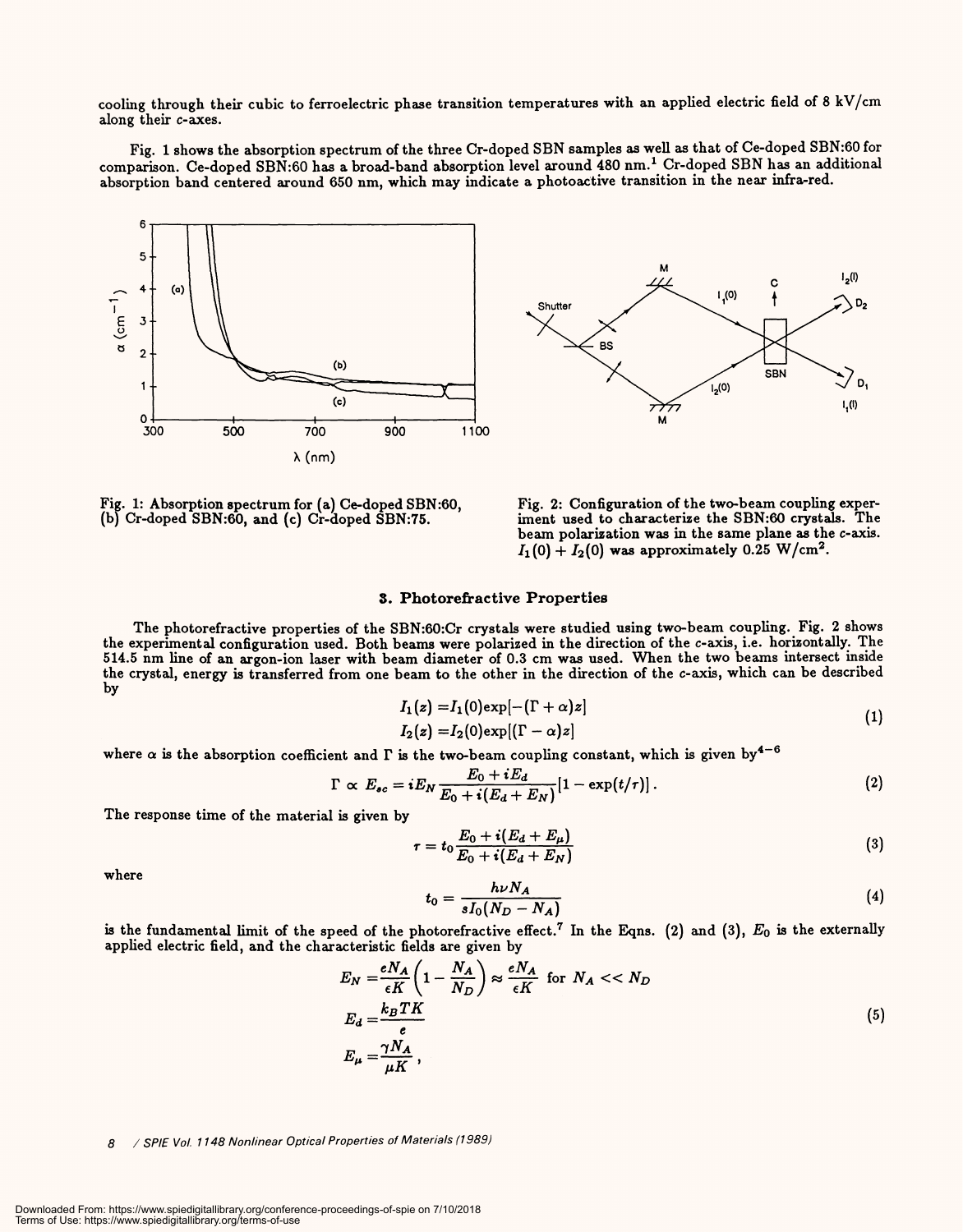cooling through their cubic to ferroelectric phase transition temperatures with an applied electric field of 8 kV/cm along their $c$-axes.

Fig. 1 shows the absorption spectrum of the three Cr-doped SBN samples as well as that of Ce-doped SBN:60 for comparison. Ce-doped SBN:60 has a broad-band absorption level around 480 nm.[1] Cr-doped SBN has an additional absorption band centered around 650 nm, which may indicate a photoactive transition in the near infra-red.

Fig. 1: Absorption spectrum for (a) Ce-doped SBN:60, (b) Cr-doped SBN:60, and (c) Cr-doped SBN:75.

Fig. 2: Configuration of the two-beam coupling experiment used to characterize the SBN:60 crystals. The beam polarization was in the same plane as the $c$-axis. $I_1(0) + I_2(0)$ was approximately 0.25 W/cm$^2$.

## 3. Photorefractive Properties

The photorefractive properties of the SBN:60:Cr crystals were studied using two-beam coupling. Fig. 2 shows the experimental configuration used. Both beams were polarized in the direction of the $c$-axis, i.e. horizontally. The 514.5 nm line of an argon-ion laser with beam diameter of 0.3 cm was used. When the two beams intersect inside the crystal, energy is transferred from one beam to the other in the direction of the $c$-axis, which can be described by

$$
\begin{aligned}
I_1(z) &= I_1(0)\exp[-(\Gamma + \alpha)z] \\
I_2(z) &= I_2(0)\exp[(\Gamma - \alpha)z]
\end{aligned}
\tag{1}
$$

where $\alpha$ is the absorption coefficient and $\Gamma$ is the two-beam coupling constant, which is given by[4-6]

$$
\Gamma \propto E_{sc} = iE_N \frac{E_0 + iE_d}{E_0 + i(E_d + E_N)}[1 - \exp(t/\tau)]\,. \tag{2}
$$

The response time of the material is given by

$$
\tau = t_0 \frac{E_0 + i(E_d + E_\mu)}{E_0 + i(E_d + E_N)} \tag{3}
$$

where

$$
t_0 = \frac{h\nu N_A}{sI_0(N_D - N_A)} \tag{4}
$$

is the fundamental limit of the speed of the photorefractive effect.[7] In the Eqns. (2) and (3), $E_0$ is the externally applied electric field, and the characteristic fields are given by

$$
\begin{aligned}
E_N &= \frac{eN_A}{\epsilon K}\left(1 - \frac{N_A}{N_D}\right) \approx \frac{eN_A}{\epsilon K} \text{ for } N_A << N_D \\
E_d &= \frac{k_B T K}{e} \\
E_\mu &= \frac{\gamma N_A}{\mu K}\,,
\end{aligned}
\tag{5}
$$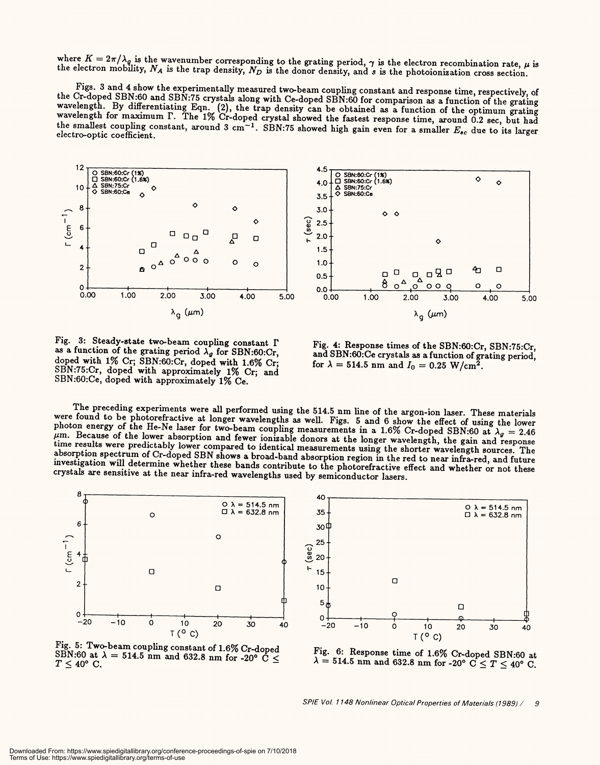where $K = 2\pi/\lambda_g$ is the wavenumber corresponding to the grating period, $\gamma$ is the electron recombination rate, $\mu$ is the electron mobility, $N_A$ is the trap density, $N_D$ is the donor density, and $s$ is the photoionization cross section.

Figs. 3 and 4 show the experimentally measured two-beam coupling constant and response time, respectively, of the Cr-doped SBN:60 and SBN:75 crystals along with Ce-doped SBN:60 for comparison as a function of the grating wavelength. By differentiating Eqn. (2), the trap density can be obtained as a function of the optimum grating wavelength for maximum $\Gamma$. The 1% Cr-doped crystal showed the fastest response time, around 0.2 sec, but had the smallest coupling constant, around 3 $cm^{-1}$. SBN:75 showed high gain even for a smaller $E_{sc}$ due to its larger electro-optic coefficient.

Fig. 3: Steady-state two-beam coupling constant $\Gamma$ as a function of the grating period $\lambda_g$ for SBN:60:Cr, doped with 1% Cr; SBN:60:Cr, doped with 1.6% Cr; SBN:75:Cr, doped with approximately 1% Cr; and SBN:60:Ce, doped with approximately 1% Ce.

Fig. 4: Response times of the SBN:60:Cr, SBN:75:Cr, and SBN:60:Ce crystals as a function of grating period, for $\lambda = 514.5$ nm and $I_0 = 0.25$ W/$cm^2$.

The preceding experiments were all performed using the 514.5 nm line of the argon-ion laser. These materials were found to be photorefractive at longer wavelengths as well. Figs. 5 and 6 show the effect of using the lower photon energy of the He-Ne laser for two-beam coupling measurements in a 1.6% Cr-doped SBN:60 at $\lambda_g = 2.46$ $\mu$m. Because of the lower absorption and fewer ionizable donors at the longer wavelength, the gain and response time results were predictably lower compared to identical measurements using the shorter wavelength sources. The absorption spectrum of Cr-doped SBN shows a broad-band absorption region in the red to near infra-red, and future investigation will determine whether these bands contribute to the photorefractive effect and whether or not these crystals are sensitive at the near infra-red wavelengths used by semiconductor lasers.

Fig. 5: Two-beam coupling constant of 1.6% Cr-doped SBN:60 at $\lambda = 514.5$ nm and 632.8 nm for $-20° \text{ C} \leq T \leq 40° \text{ C}$.

Fig. 6: Response time of 1.6% Cr-doped SBN:60 at $\lambda = 514.5$ nm and 632.8 nm for $-20° \text{ C} \leq T \leq 40° \text{ C}$.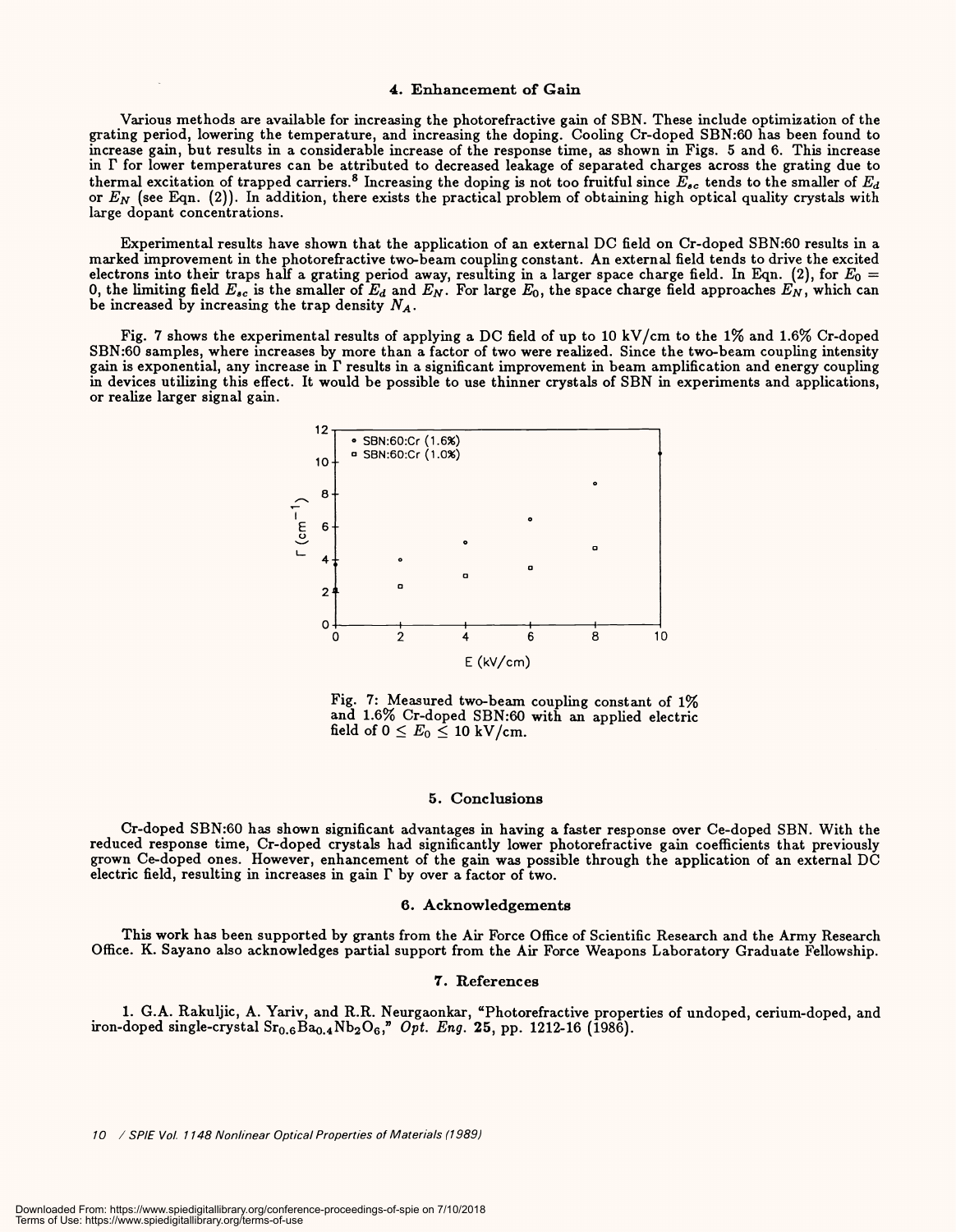## 4. Enhancement of Gain

Various methods are available for increasing the photorefractive gain of SBN. These include optimization of the grating period, lowering the temperature, and increasing the doping. Cooling Cr-doped SBN:60 has been found to increase gain, but results in a considerable increase of the response time, as shown in Figs. 5 and 6. This increase in $\Gamma$ for lower temperatures can be attributed to decreased leakage of separated charges across the grating due to thermal excitation of trapped carriers.[8] Increasing the doping is not too fruitful since $E_{sc}$ tends to the smaller of $E_d$ or $E_N$ (see Eqn. (2)). In addition, there exists the practical problem of obtaining high optical quality crystals with large dopant concentrations.

Experimental results have shown that the application of an external DC field on Cr-doped SBN:60 results in a marked improvement in the photorefractive two-beam coupling constant. An external field tends to drive the excited electrons into their traps half a grating period away, resulting in a larger space charge field. In Eqn. (2), for $E_0 = 0$, the limiting field $E_{sc}$ is the smaller of $E_d$ and $E_N$. For large $E_0$, the space charge field approaches $E_N$, which can be increased by increasing the trap density $N_A$.

Fig. 7 shows the experimental results of applying a DC field of up to 10 kV/cm to the 1% and 1.6% Cr-doped SBN:60 samples, where increases by more than a factor of two were realized. Since the two-beam coupling intensity gain is exponential, any increase in $\Gamma$ results in a significant improvement in beam amplification and energy coupling in devices utilizing this effect. It would be possible to use thinner crystals of SBN in experiments and applications, or realize larger signal gain.

Fig. 7: Measured two-beam coupling constant of 1% and 1.6% Cr-doped SBN:60 with an applied electric field of $0 \leq E_0 \leq 10$ kV/cm.

## 5. Conclusions

Cr-doped SBN:60 has shown significant advantages in having a faster response over Ce-doped SBN. With the reduced response time, Cr-doped crystals had significantly lower photorefractive gain coefficients that previously grown Ce-doped ones. However, enhancement of the gain was possible through the application of an external DC electric field, resulting in increases in gain $\Gamma$ by over a factor of two.

## 6. Acknowledgements

This work has been supported by grants from the Air Force Office of Scientific Research and the Army Research Office. K. Sayano also acknowledges partial support from the Air Force Weapons Laboratory Graduate Fellowship.

## 7. References

1. G.A. Rakuljic, A. Yariv, and R.R. Neurgaonkar, "Photorefractive properties of undoped, cerium-doped, and iron-doped single-crystal $Sr_{0.6}Ba_{0.4}Nb_2O_6$," *Opt. Eng.* **25**, pp. 1212-16 (1986).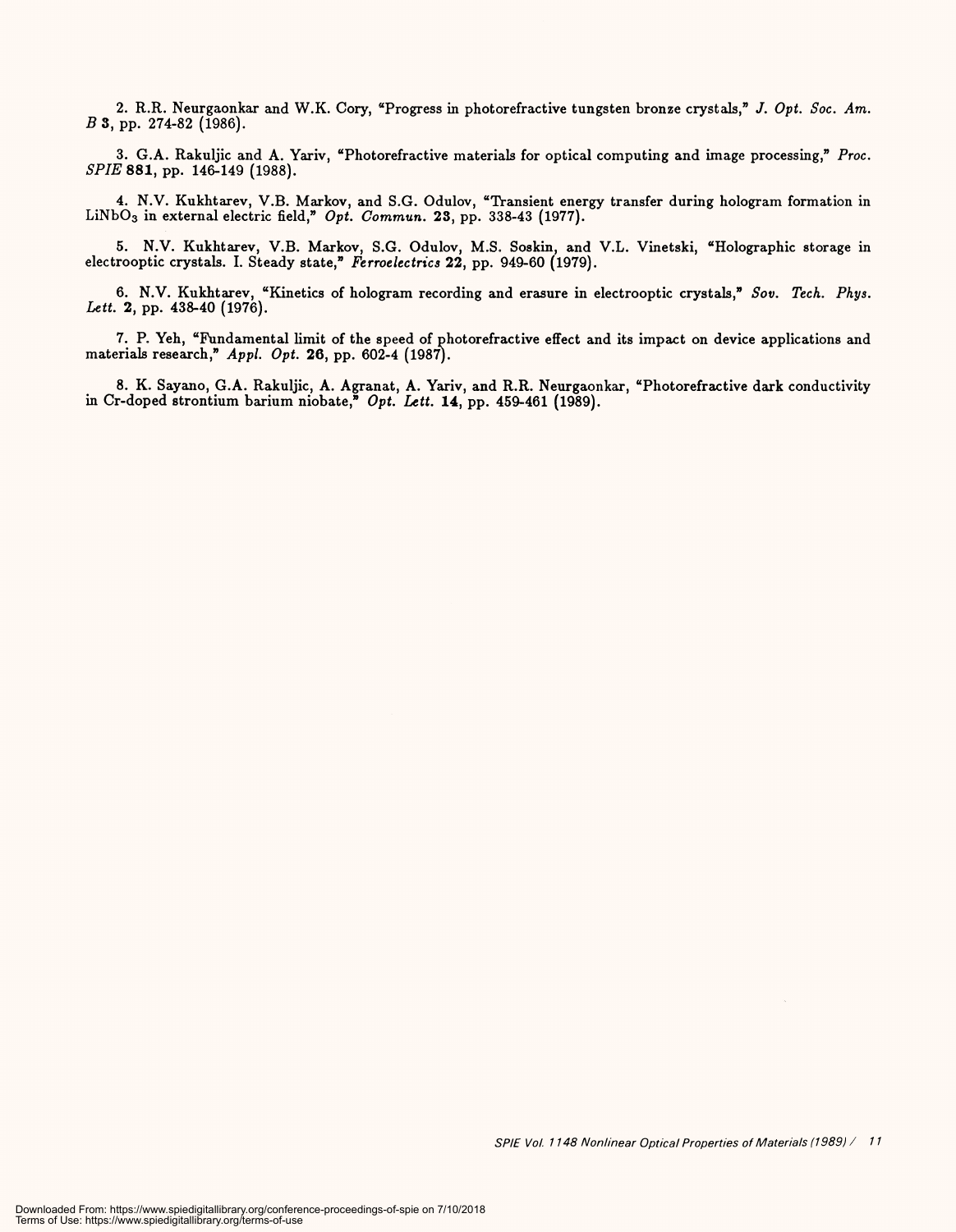2. R.R. Neurgaonkar and W.K. Cory, "Progress in photorefractive tungsten bronze crystals," *J. Opt. Soc. Am. B* **3**, pp. 274-82 (1986).

3. G.A. Rakuljic and A. Yariv, "Photorefractive materials for optical computing and image processing," *Proc. SPIE* **881**, pp. 146-149 (1988).

4. N.V. Kukhtarev, V.B. Markov, and S.G. Odulov, "Transient energy transfer during hologram formation in $LiNbO_3$ in external electric field," *Opt. Commun.* **23**, pp. 338-43 (1977).

5. N.V. Kukhtarev, V.B. Markov, S.G. Odulov, M.S. Soskin, and V.L. Vinetski, "Holographic storage in electrooptic crystals. I. Steady state," *Ferroelectrics* **22**, pp. 949-60 (1979).

6. N.V. Kukhtarev, "Kinetics of hologram recording and erasure in electrooptic crystals," *Sov. Tech. Phys. Lett.* **2**, pp. 438-40 (1976).

7. P. Yeh, "Fundamental limit of the speed of photorefractive effect and its impact on device applications and materials research," *Appl. Opt.* **26**, pp. 602-4 (1987).

8. K. Sayano, G.A. Rakuljic, A. Agranat, A. Yariv, and R.R. Neurgaonkar, "Photorefractive dark conductivity in Cr-doped strontium barium niobate," *Opt. Lett.* **14**, pp. 459-461 (1989).